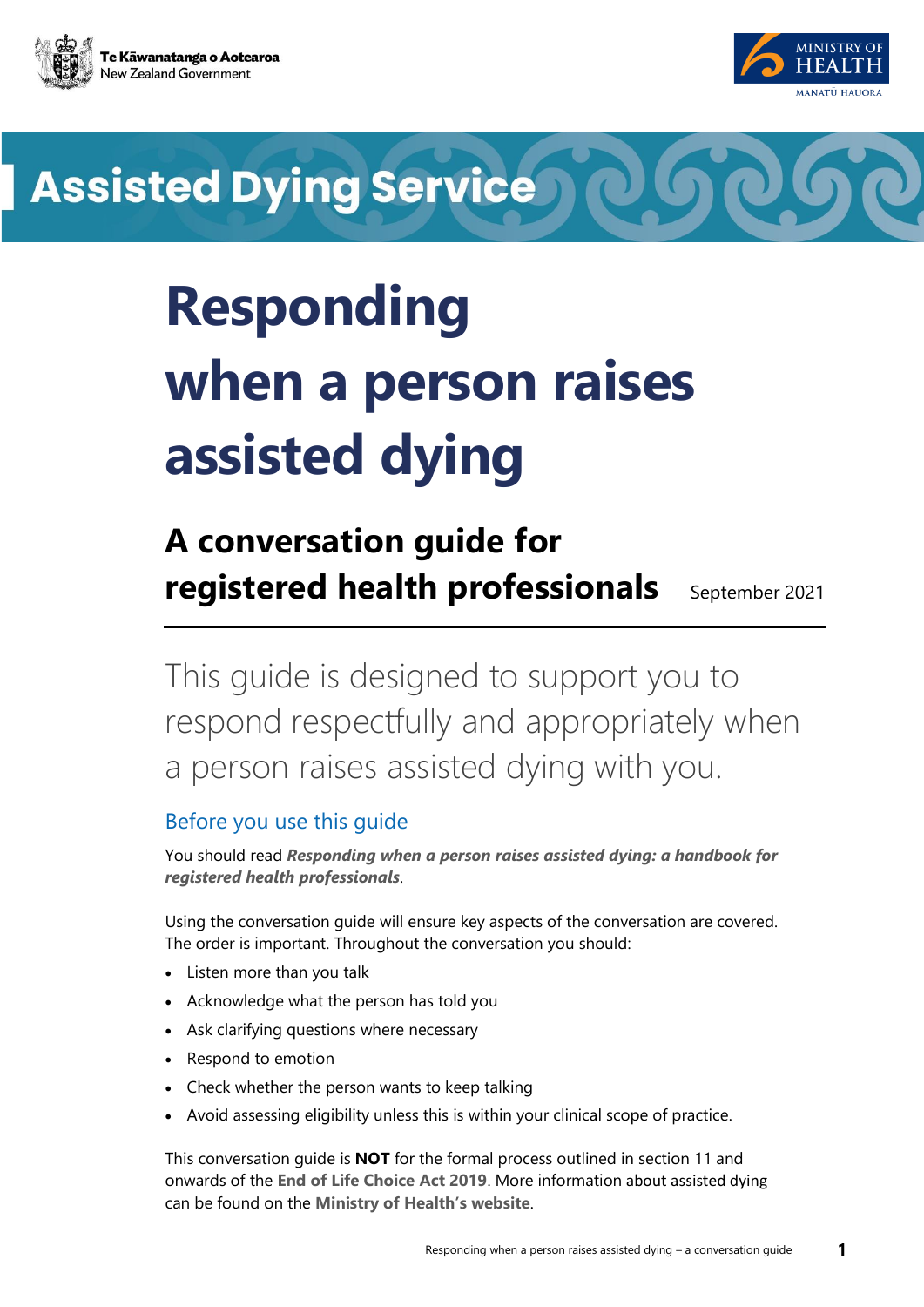Te Kāwanatanga o Aotearoa
New Zealand Government

MINISTRY OF HEALTH
MANATŪ HAUORA

**Assisted Dying Service**

# Responding when a person raises assisted dying

## A conversation guide for registered health professionals

September 2021

This guide is designed to support you to respond respectfully and appropriately when a person raises assisted dying with you.

### Before you use this guide

You should read ***Responding when a person raises assisted dying: a handbook for registered health professionals***.

Using the conversation guide will ensure key aspects of the conversation are covered. The order is important. Throughout the conversation you should:

- Listen more than you talk
- Acknowledge what the person has told you
- Ask clarifying questions where necessary
- Respond to emotion
- Check whether the person wants to keep talking
- Avoid assessing eligibility unless this is within your clinical scope of practice.

This conversation guide is **NOT** for the formal process outlined in section 11 and onwards of the **End of Life Choice Act 2019**. More information about assisted dying can be found on the **Ministry of Health's website**.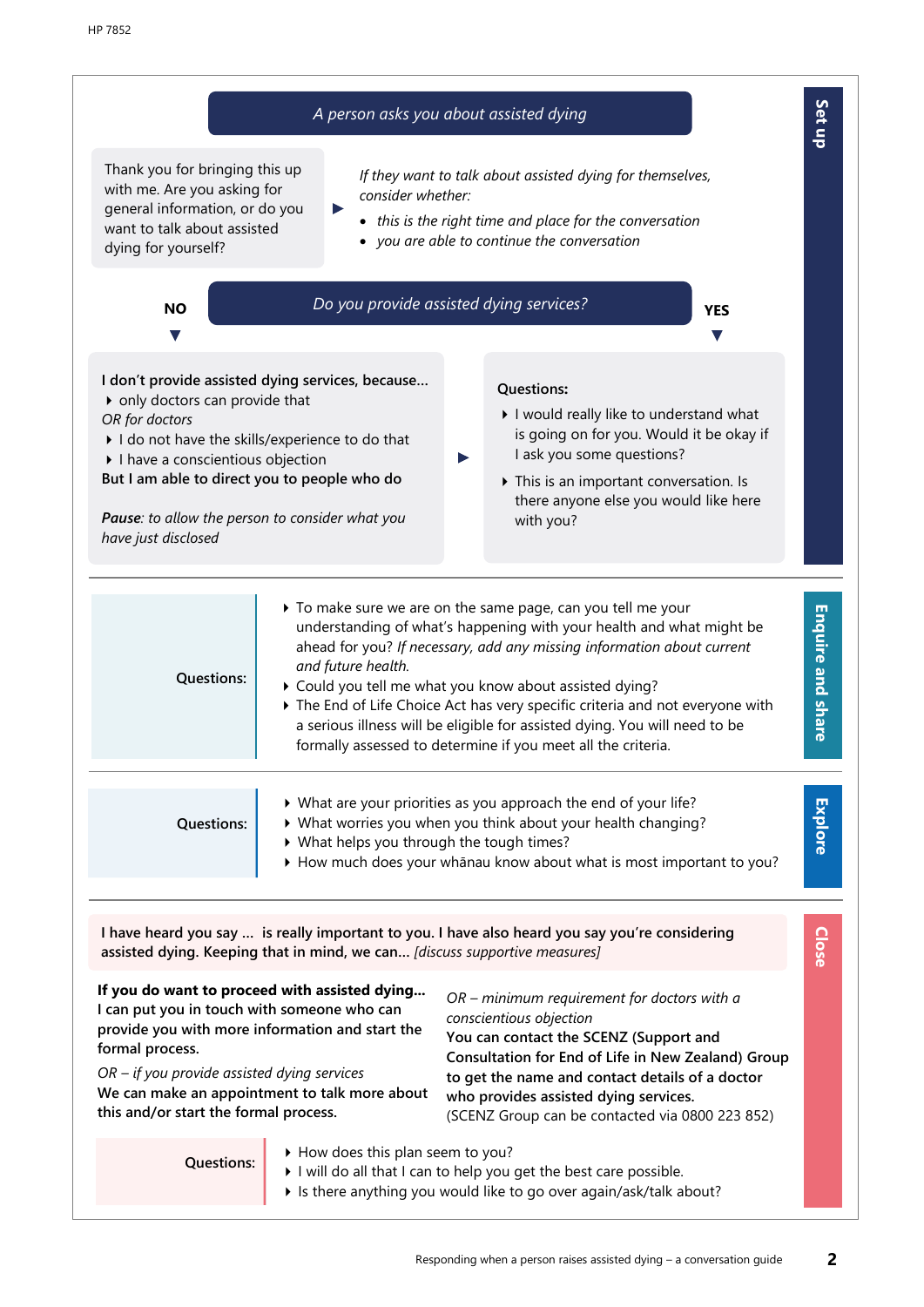## Set up

**A person asks you about assisted dying**

Thank you for bringing this up with me. Are you asking for general information, or do you want to talk about assisted dying for yourself?

*If they want to talk about assisted dying for themselves, consider whether:*

- *this is the right time and place for the conversation*
- *you are able to continue the conversation*

**Do you provide assisted dying services?**

**NO**

**I don't provide assisted dying services, because…**

- only doctors can provide that

*OR for doctors*

- I do not have the skills/experience to do that
- I have a conscientious objection

**But I am able to direct you to people who do**

***Pause****: to allow the person to consider what you have just disclosed*

**YES**

**Questions:**

- I would really like to understand what is going on for you. Would it be okay if I ask you some questions?
- This is an important conversation. Is there anyone else you would like here with you?

## Enquire and share

**Questions:**

- To make sure we are on the same page, can you tell me your understanding of what's happening with your health and what might be ahead for you? *If necessary, add any missing information about current and future health.*
- Could you tell me what you know about assisted dying?
- The End of Life Choice Act has very specific criteria and not everyone with a serious illness will be eligible for assisted dying. You will need to be formally assessed to determine if you meet all the criteria.

## Explore

**Questions:**

- What are your priorities as you approach the end of your life?
- What worries you when you think about your health changing?
- What helps you through the tough times?
- How much does your whānau know about what is most important to you?

## Close

**I have heard you say … is really important to you. I have also heard you say you're considering assisted dying. Keeping that in mind, we can…** *[discuss supportive measures]*

**If you do want to proceed with assisted dying…**
**I can put you in touch with someone who can provide you with more information and start the formal process.**

*OR – if you provide assisted dying services*
**We can make an appointment to talk more about this and/or start the formal process.**

*OR – minimum requirement for doctors with a conscientious objection*
**You can contact the SCENZ (Support and Consultation for End of Life in New Zealand) Group to get the name and contact details of a doctor who provides assisted dying services.**
(SCENZ Group can be contacted via 0800 223 852)

**Questions:**

- How does this plan seem to you?
- I will do all that I can to help you get the best care possible.
- Is there anything you would like to go over again/ask/talk about?